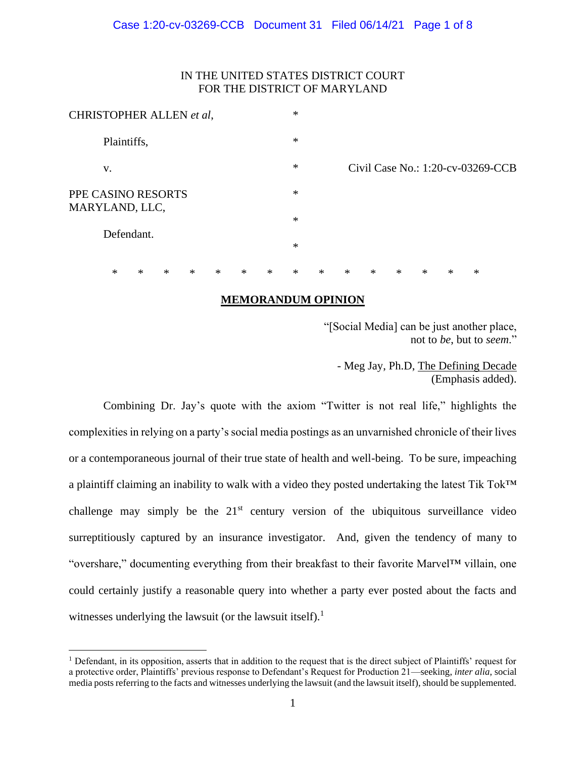IN THE UNITED STATES DISTRICT COURT
FOR THE DISTRICT OF MARYLAND

| | | |
|---|---|---|
| CHRISTOPHER ALLEN *et al*, | * | |
| Plaintiffs, | * | |
| v. | * | Civil Case No.: 1:20-cv-03269-CCB |
| PPE CASINO RESORTS MARYLAND, LLC, | * | |
| | * | |
| Defendant. | * | |

\* \* \* \* \* \* \* \* \* \* \* \* \* \* \*

## MEMORANDUM OPINION

> "[Social Media] can be just another place, not to *be*, but to *seem*."
>
> - Meg Jay, Ph.D, The Defining Decade (Emphasis added).

Combining Dr. Jay's quote with the axiom "Twitter is not real life," highlights the complexities in relying on a party's social media postings as an unvarnished chronicle of their lives or a contemporaneous journal of their true state of health and well-being. To be sure, impeaching a plaintiff claiming an inability to walk with a video they posted undertaking the latest Tik Tok™ challenge may simply be the 21st century version of the ubiquitous surveillance video surreptitiously captured by an insurance investigator. And, given the tendency of many to "overshare," documenting everything from their breakfast to their favorite Marvel™ villain, one could certainly justify a reasonable query into whether a party ever posted about the facts and witnesses underlying the lawsuit (or the lawsuit itself).[1]

[1] Defendant, in its opposition, asserts that in addition to the request that is the direct subject of Plaintiffs' request for a protective order, Plaintiffs' previous response to Defendant's Request for Production 21—seeking, *inter alia,* social media posts referring to the facts and witnesses underlying the lawsuit (and the lawsuit itself), should be supplemented.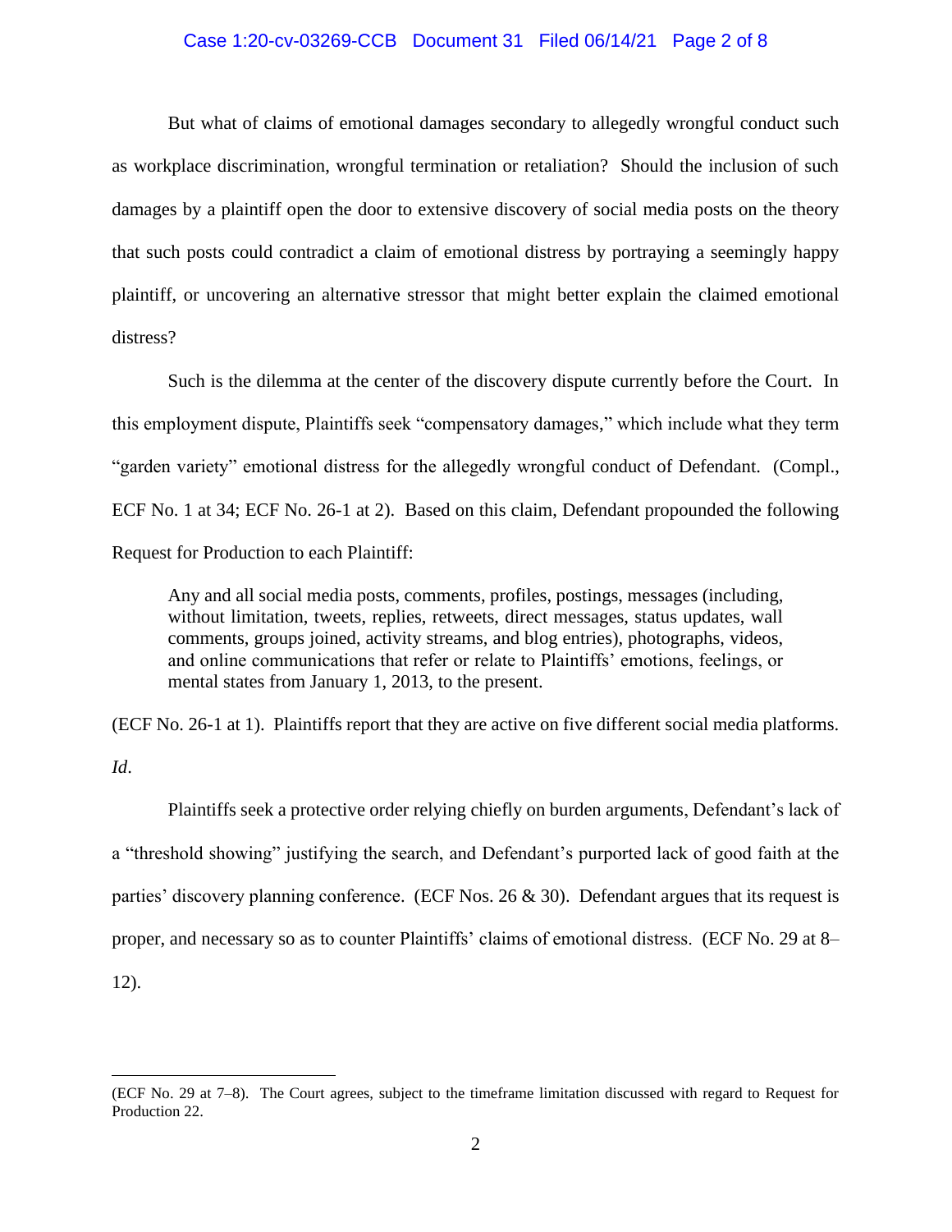But what of claims of emotional damages secondary to allegedly wrongful conduct such as workplace discrimination, wrongful termination or retaliation? Should the inclusion of such damages by a plaintiff open the door to extensive discovery of social media posts on the theory that such posts could contradict a claim of emotional distress by portraying a seemingly happy plaintiff, or uncovering an alternative stressor that might better explain the claimed emotional distress?

Such is the dilemma at the center of the discovery dispute currently before the Court. In this employment dispute, Plaintiffs seek "compensatory damages," which include what they term "garden variety" emotional distress for the allegedly wrongful conduct of Defendant. (Compl., ECF No. 1 at 34; ECF No. 26-1 at 2). Based on this claim, Defendant propounded the following Request for Production to each Plaintiff:

> Any and all social media posts, comments, profiles, postings, messages (including, without limitation, tweets, replies, retweets, direct messages, status updates, wall comments, groups joined, activity streams, and blog entries), photographs, videos, and online communications that refer or relate to Plaintiffs' emotions, feelings, or mental states from January 1, 2013, to the present.

(ECF No. 26-1 at 1). Plaintiffs report that they are active on five different social media platforms. *Id*.

Plaintiffs seek a protective order relying chiefly on burden arguments, Defendant's lack of a "threshold showing" justifying the search, and Defendant's purported lack of good faith at the parties' discovery planning conference. (ECF Nos. 26 & 30). Defendant argues that its request is proper, and necessary so as to counter Plaintiffs' claims of emotional distress. (ECF No. 29 at 8–12).

---

(ECF No. 29 at 7–8). The Court agrees, subject to the timeframe limitation discussed with regard to Request for Production 22.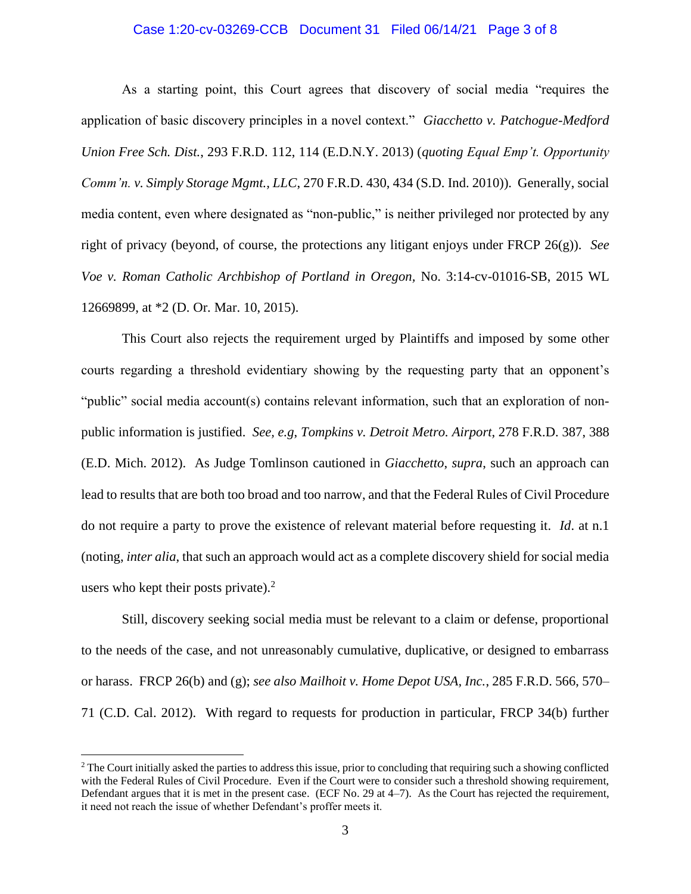As a starting point, this Court agrees that discovery of social media "requires the application of basic discovery principles in a novel context." *Giacchetto v. Patchogue-Medford Union Free Sch. Dist.*, 293 F.R.D. 112, 114 (E.D.N.Y. 2013) (*quoting Equal Emp't. Opportunity Comm'n. v. Simply Storage Mgmt., LLC*, 270 F.R.D. 430, 434 (S.D. Ind. 2010)). Generally, social media content, even where designated as "non-public," is neither privileged nor protected by any right of privacy (beyond, of course, the protections any litigant enjoys under FRCP 26(g)). *See Voe v. Roman Catholic Archbishop of Portland in Oregon*, No. 3:14-cv-01016-SB, 2015 WL 12669899, at *2 (D. Or. Mar. 10, 2015).

This Court also rejects the requirement urged by Plaintiffs and imposed by some other courts regarding a threshold evidentiary showing by the requesting party that an opponent's "public" social media account(s) contains relevant information, such that an exploration of non-public information is justified. *See, e.g*, *Tompkins v. Detroit Metro. Airport*, 278 F.R.D. 387, 388 (E.D. Mich. 2012). As Judge Tomlinson cautioned in *Giacchetto*, *supra*, such an approach can lead to results that are both too broad and too narrow, and that the Federal Rules of Civil Procedure do not require a party to prove the existence of relevant material before requesting it. *Id*. at n.1 (noting, *inter alia*, that such an approach would act as a complete discovery shield for social media users who kept their posts private).[2]

Still, discovery seeking social media must be relevant to a claim or defense, proportional to the needs of the case, and not unreasonably cumulative, duplicative, or designed to embarrass or harass. FRCP 26(b) and (g); *see also Mailhoit v. Home Depot USA, Inc.*, 285 F.R.D. 566, 570–71 (C.D. Cal. 2012). With regard to requests for production in particular, FRCP 34(b) further

[2] The Court initially asked the parties to address this issue, prior to concluding that requiring such a showing conflicted with the Federal Rules of Civil Procedure. Even if the Court were to consider such a threshold showing requirement, Defendant argues that it is met in the present case. (ECF No. 29 at 4–7). As the Court has rejected the requirement, it need not reach the issue of whether Defendant's proffer meets it.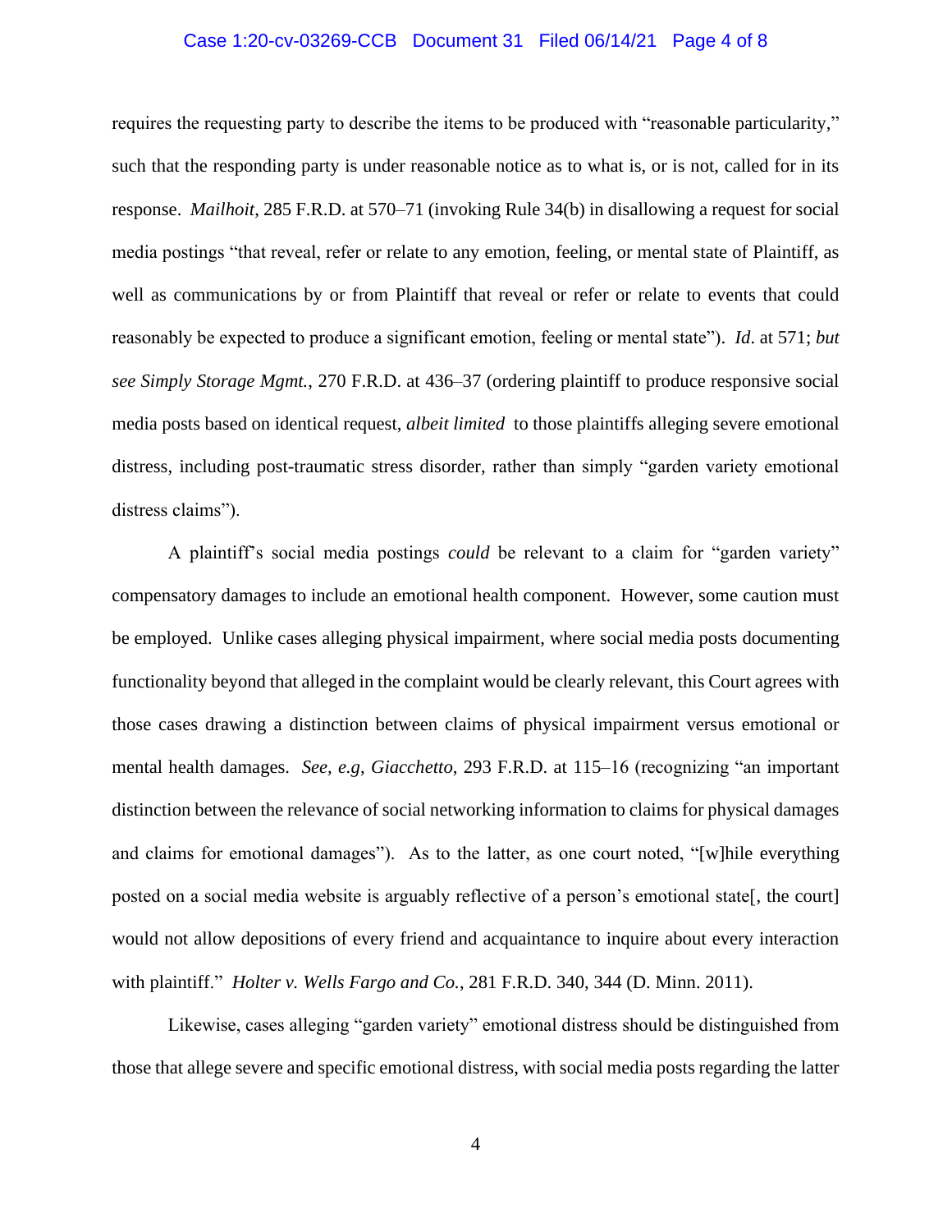requires the requesting party to describe the items to be produced with "reasonable particularity," such that the responding party is under reasonable notice as to what is, or is not, called for in its response. *Mailhoit*, 285 F.R.D. at 570–71 (invoking Rule 34(b) in disallowing a request for social media postings "that reveal, refer or relate to any emotion, feeling, or mental state of Plaintiff, as well as communications by or from Plaintiff that reveal or refer or relate to events that could reasonably be expected to produce a significant emotion, feeling or mental state"). *Id*. at 571; *but see Simply Storage Mgmt.*, 270 F.R.D. at 436–37 (ordering plaintiff to produce responsive social media posts based on identical request, *albeit limited* to those plaintiffs alleging severe emotional distress, including post-traumatic stress disorder, rather than simply "garden variety emotional distress claims").

A plaintiff's social media postings *could* be relevant to a claim for "garden variety" compensatory damages to include an emotional health component. However, some caution must be employed. Unlike cases alleging physical impairment, where social media posts documenting functionality beyond that alleged in the complaint would be clearly relevant, this Court agrees with those cases drawing a distinction between claims of physical impairment versus emotional or mental health damages. *See, e.g*, *Giacchetto*, 293 F.R.D. at 115–16 (recognizing "an important distinction between the relevance of social networking information to claims for physical damages and claims for emotional damages"). As to the latter, as one court noted, "[w]hile everything posted on a social media website is arguably reflective of a person's emotional state[, the court] would not allow depositions of every friend and acquaintance to inquire about every interaction with plaintiff." *Holter v. Wells Fargo and Co.*, 281 F.R.D. 340, 344 (D. Minn. 2011).

Likewise, cases alleging "garden variety" emotional distress should be distinguished from those that allege severe and specific emotional distress, with social media posts regarding the latter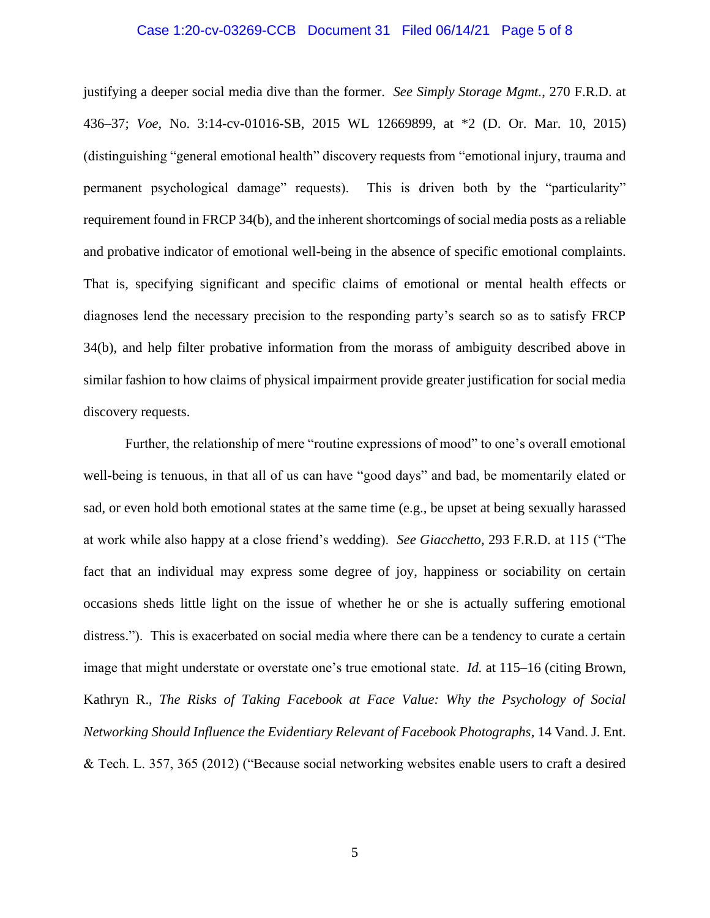justifying a deeper social media dive than the former. *See Simply Storage Mgmt.*, 270 F.R.D. at 436–37; *Voe*, No. 3:14-cv-01016-SB, 2015 WL 12669899, at *2 (D. Or. Mar. 10, 2015) (distinguishing "general emotional health" discovery requests from "emotional injury, trauma and permanent psychological damage" requests). This is driven both by the "particularity" requirement found in FRCP 34(b), and the inherent shortcomings of social media posts as a reliable and probative indicator of emotional well-being in the absence of specific emotional complaints. That is, specifying significant and specific claims of emotional or mental health effects or diagnoses lend the necessary precision to the responding party's search so as to satisfy FRCP 34(b), and help filter probative information from the morass of ambiguity described above in similar fashion to how claims of physical impairment provide greater justification for social media discovery requests.

Further, the relationship of mere "routine expressions of mood" to one's overall emotional well-being is tenuous, in that all of us can have "good days" and bad, be momentarily elated or sad, or even hold both emotional states at the same time (e.g., be upset at being sexually harassed at work while also happy at a close friend's wedding). *See Giacchetto*, 293 F.R.D. at 115 ("The fact that an individual may express some degree of joy, happiness or sociability on certain occasions sheds little light on the issue of whether he or she is actually suffering emotional distress."). This is exacerbated on social media where there can be a tendency to curate a certain image that might understate or overstate one's true emotional state. *Id.* at 115–16 (citing Brown, Kathryn R., *The Risks of Taking Facebook at Face Value: Why the Psychology of Social Networking Should Influence the Evidentiary Relevant of Facebook Photographs*, 14 Vand. J. Ent. & Tech. L. 357, 365 (2012) ("Because social networking websites enable users to craft a desired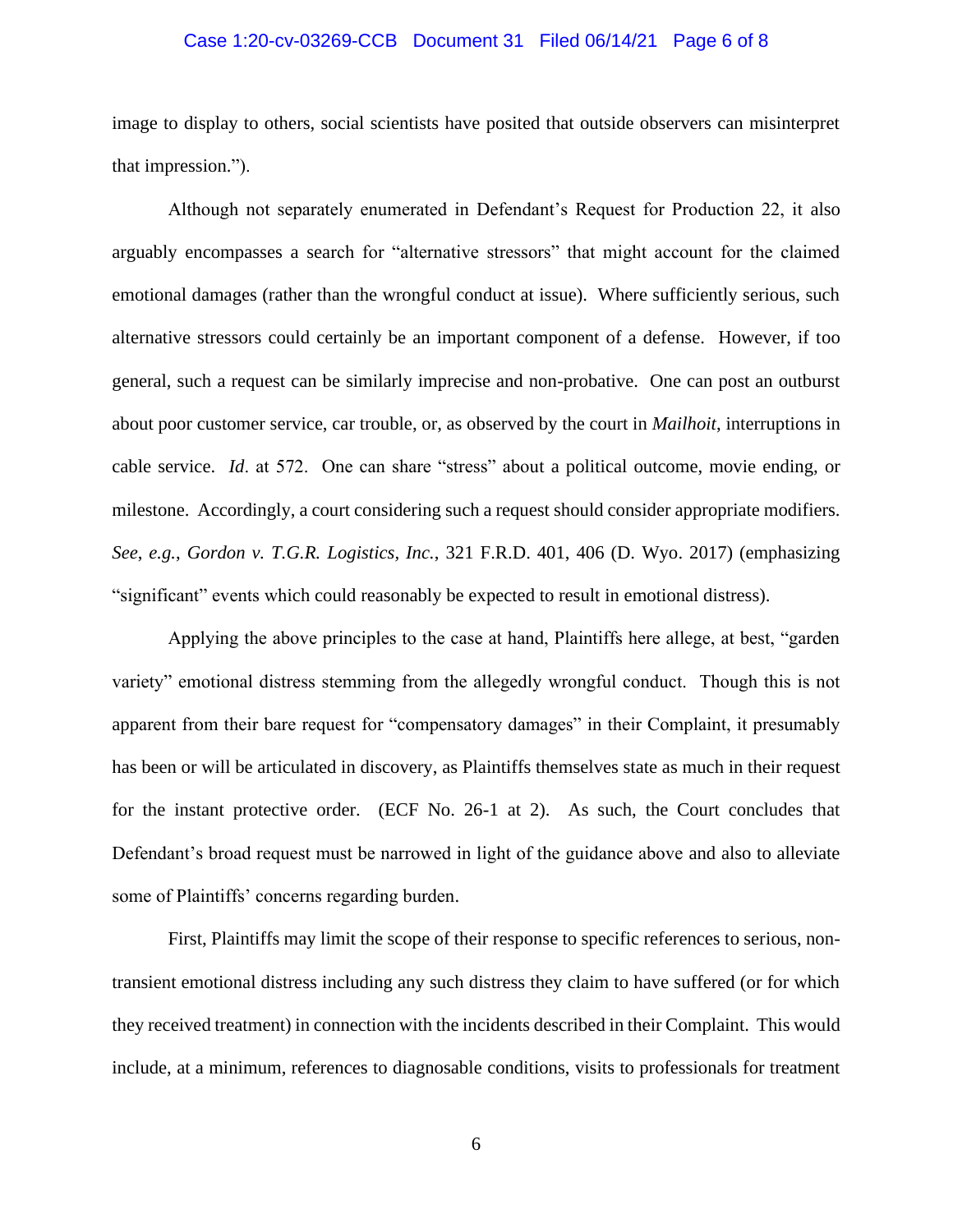image to display to others, social scientists have posited that outside observers can misinterpret that impression.").

Although not separately enumerated in Defendant's Request for Production 22, it also arguably encompasses a search for "alternative stressors" that might account for the claimed emotional damages (rather than the wrongful conduct at issue). Where sufficiently serious, such alternative stressors could certainly be an important component of a defense. However, if too general, such a request can be similarly imprecise and non-probative. One can post an outburst about poor customer service, car trouble, or, as observed by the court in *Mailhoit*, interruptions in cable service. *Id*. at 572. One can share "stress" about a political outcome, movie ending, or milestone. Accordingly, a court considering such a request should consider appropriate modifiers. *See*, *e.g.*, *Gordon v. T.G.R. Logistics*, *Inc.*, 321 F.R.D. 401, 406 (D. Wyo. 2017) (emphasizing "significant" events which could reasonably be expected to result in emotional distress).

Applying the above principles to the case at hand, Plaintiffs here allege, at best, "garden variety" emotional distress stemming from the allegedly wrongful conduct. Though this is not apparent from their bare request for "compensatory damages" in their Complaint, it presumably has been or will be articulated in discovery, as Plaintiffs themselves state as much in their request for the instant protective order. (ECF No. 26-1 at 2). As such, the Court concludes that Defendant's broad request must be narrowed in light of the guidance above and also to alleviate some of Plaintiffs' concerns regarding burden.

First, Plaintiffs may limit the scope of their response to specific references to serious, non-transient emotional distress including any such distress they claim to have suffered (or for which they received treatment) in connection with the incidents described in their Complaint. This would include, at a minimum, references to diagnosable conditions, visits to professionals for treatment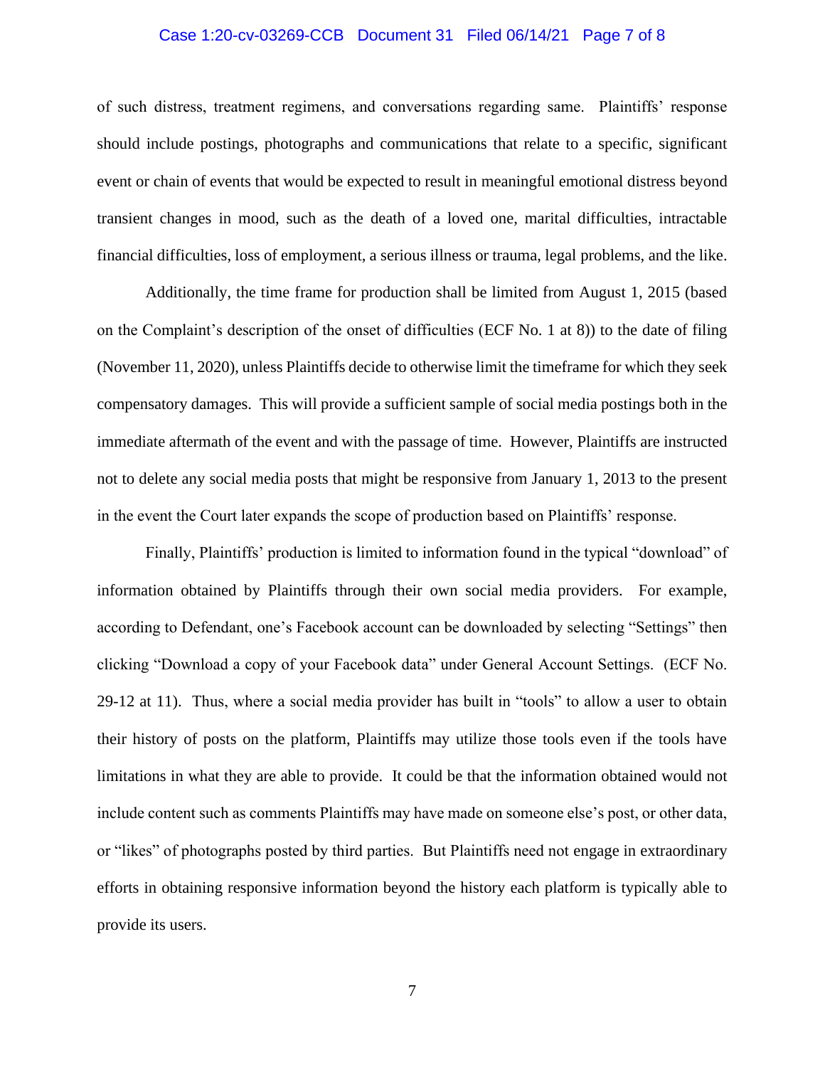of such distress, treatment regimens, and conversations regarding same. Plaintiffs' response should include postings, photographs and communications that relate to a specific, significant event or chain of events that would be expected to result in meaningful emotional distress beyond transient changes in mood, such as the death of a loved one, marital difficulties, intractable financial difficulties, loss of employment, a serious illness or trauma, legal problems, and the like.

Additionally, the time frame for production shall be limited from August 1, 2015 (based on the Complaint's description of the onset of difficulties (ECF No. 1 at 8)) to the date of filing (November 11, 2020), unless Plaintiffs decide to otherwise limit the timeframe for which they seek compensatory damages. This will provide a sufficient sample of social media postings both in the immediate aftermath of the event and with the passage of time. However, Plaintiffs are instructed not to delete any social media posts that might be responsive from January 1, 2013 to the present in the event the Court later expands the scope of production based on Plaintiffs' response.

Finally, Plaintiffs' production is limited to information found in the typical "download" of information obtained by Plaintiffs through their own social media providers. For example, according to Defendant, one's Facebook account can be downloaded by selecting "Settings" then clicking "Download a copy of your Facebook data" under General Account Settings. (ECF No. 29-12 at 11). Thus, where a social media provider has built in "tools" to allow a user to obtain their history of posts on the platform, Plaintiffs may utilize those tools even if the tools have limitations in what they are able to provide. It could be that the information obtained would not include content such as comments Plaintiffs may have made on someone else's post, or other data, or "likes" of photographs posted by third parties. But Plaintiffs need not engage in extraordinary efforts in obtaining responsive information beyond the history each platform is typically able to provide its users.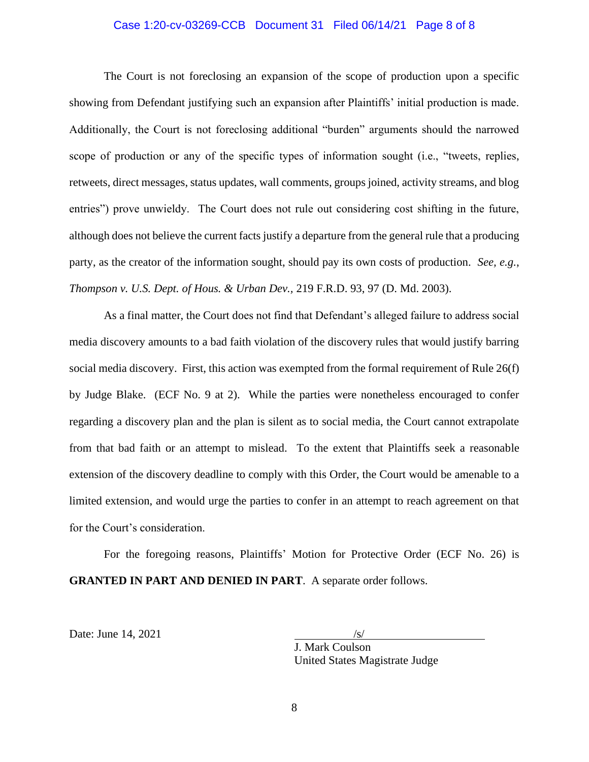The Court is not foreclosing an expansion of the scope of production upon a specific showing from Defendant justifying such an expansion after Plaintiffs' initial production is made. Additionally, the Court is not foreclosing additional "burden" arguments should the narrowed scope of production or any of the specific types of information sought (i.e., "tweets, replies, retweets, direct messages, status updates, wall comments, groups joined, activity streams, and blog entries") prove unwieldy. The Court does not rule out considering cost shifting in the future, although does not believe the current facts justify a departure from the general rule that a producing party, as the creator of the information sought, should pay its own costs of production. *See, e.g.*, *Thompson v. U.S. Dept. of Hous. & Urban Dev.*, 219 F.R.D. 93, 97 (D. Md. 2003).

As a final matter, the Court does not find that Defendant's alleged failure to address social media discovery amounts to a bad faith violation of the discovery rules that would justify barring social media discovery. First, this action was exempted from the formal requirement of Rule 26(f) by Judge Blake. (ECF No. 9 at 2). While the parties were nonetheless encouraged to confer regarding a discovery plan and the plan is silent as to social media, the Court cannot extrapolate from that bad faith or an attempt to mislead. To the extent that Plaintiffs seek a reasonable extension of the discovery deadline to comply with this Order, the Court would be amenable to a limited extension, and would urge the parties to confer in an attempt to reach agreement on that for the Court's consideration.

For the foregoing reasons, Plaintiffs' Motion for Protective Order (ECF No. 26) is **GRANTED IN PART AND DENIED IN PART**. A separate order follows.

Date: June 14, 2021

/s/
J. Mark Coulson
United States Magistrate Judge